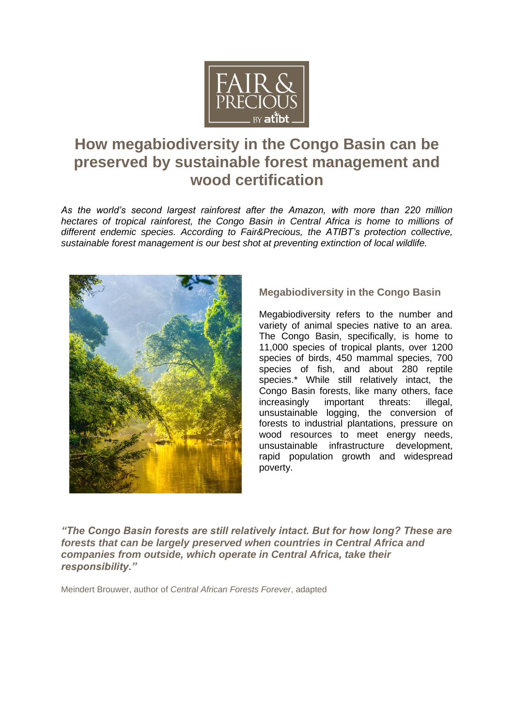# How megabiodiversity in the Congo Basin can be preserved by sustainable forest management and wood certification

*As the world's second largest rainforest after the Amazon, with more than 220 million hectares of tropical rainforest, the Congo Basin in Central Africa is home to millions of different endemic species. According to Fair&Precious, the ATIBT's protection collective, sustainable forest management is our best shot at preventing extinction of local wildlife.*

## Megabiodiversity in the Congo Basin

Megabiodiversity refers to the number and variety of animal species native to an area. The Congo Basin, specifically, is home to 11,000 species of tropical plants, over 1200 species of birds, 450 mammal species, 700 species of fish, and about 280 reptile species.* While still relatively intact, the Congo Basin forests, like many others, face increasingly important threats: illegal, unsustainable logging, the conversion of forests to industrial plantations, pressure on wood resources to meet energy needs, unsustainable infrastructure development, rapid population growth and widespread poverty.

***"The Congo Basin forests are still relatively intact. But for how long? These are forests that can be largely preserved when countries in Central Africa and companies from outside, which operate in Central Africa, take their responsibility."***

Meindert Brouwer, author of *Central African Forests Forever*, adapted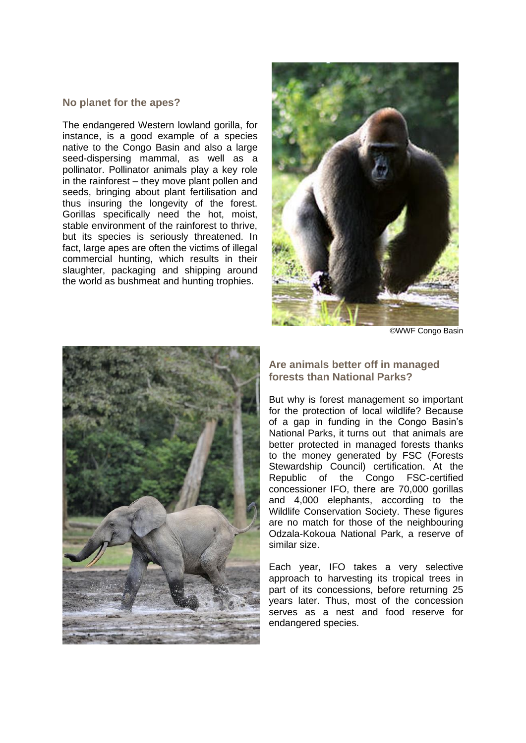## No planet for the apes?

The endangered Western lowland gorilla, for instance, is a good example of a species native to the Congo Basin and also a large seed-dispersing mammal, as well as a pollinator. Pollinator animals play a key role in the rainforest – they move plant pollen and seeds, bringing about plant fertilisation and thus insuring the longevity of the forest. Gorillas specifically need the hot, moist, stable environment of the rainforest to thrive, but its species is seriously threatened. In fact, large apes are often the victims of illegal commercial hunting, which results in their slaughter, packaging and shipping around the world as bushmeat and hunting trophies.

©WWF Congo Basin

## Are animals better off in managed forests than National Parks?

But why is forest management so important for the protection of local wildlife? Because of a gap in funding in the Congo Basin's National Parks, it turns out that animals are better protected in managed forests thanks to the money generated by FSC (Forests Stewardship Council) certification. At the Republic of the Congo FSC-certified concessioner IFO, there are 70,000 gorillas and 4,000 elephants, according to the Wildlife Conservation Society. These figures are no match for those of the neighbouring Odzala-Kokoua National Park, a reserve of similar size.

Each year, IFO takes a very selective approach to harvesting its tropical trees in part of its concessions, before returning 25 years later. Thus, most of the concession serves as a nest and food reserve for endangered species.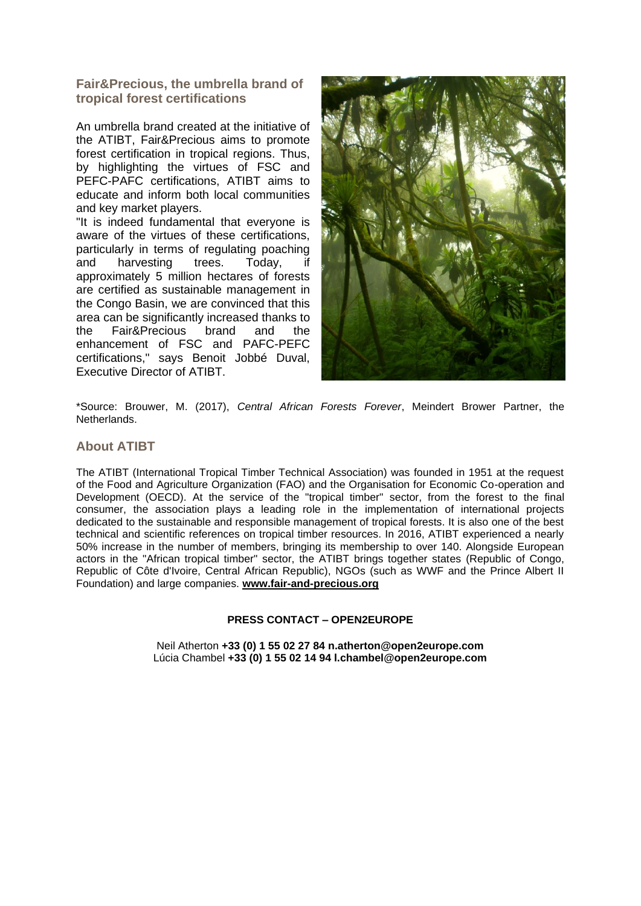### Fair&Precious, the umbrella brand of tropical forest certifications

An umbrella brand created at the initiative of the ATIBT, Fair&Precious aims to promote forest certification in tropical regions. Thus, by highlighting the virtues of FSC and PEFC-PAFC certifications, ATIBT aims to educate and inform both local communities and key market players.

"It is indeed fundamental that everyone is aware of the virtues of these certifications, particularly in terms of regulating poaching and harvesting trees. Today, if approximately 5 million hectares of forests are certified as sustainable management in the Congo Basin, we are convinced that this area can be significantly increased thanks to the Fair&Precious brand and the enhancement of FSC and PAFC-PEFC certifications," says Benoit Jobbé Duval, Executive Director of ATIBT.

*Source: Brouwer, M. (2017), *Central African Forests Forever*, Meindert Brower Partner, the Netherlands.

### About ATIBT

The ATIBT (International Tropical Timber Technical Association) was founded in 1951 at the request of the Food and Agriculture Organization (FAO) and the Organisation for Economic Co-operation and Development (OECD). At the service of the "tropical timber" sector, from the forest to the final consumer, the association plays a leading role in the implementation of international projects dedicated to the sustainable and responsible management of tropical forests. It is also one of the best technical and scientific references on tropical timber resources. In 2016, ATIBT experienced a nearly 50% increase in the number of members, bringing its membership to over 140. Alongside European actors in the "African tropical timber" sector, the ATIBT brings together states (Republic of Congo, Republic of Côte d'Ivoire, Central African Republic), NGOs (such as WWF and the Prince Albert II Foundation) and large companies. **www.fair-and-precious.org**

**PRESS CONTACT – OPEN2EUROPE**

Neil Atherton **+33 (0) 1 55 02 27 84 n.atherton@open2europe.com**
Lúcia Chambel **+33 (0) 1 55 02 14 94 l.chambel@open2europe.com**